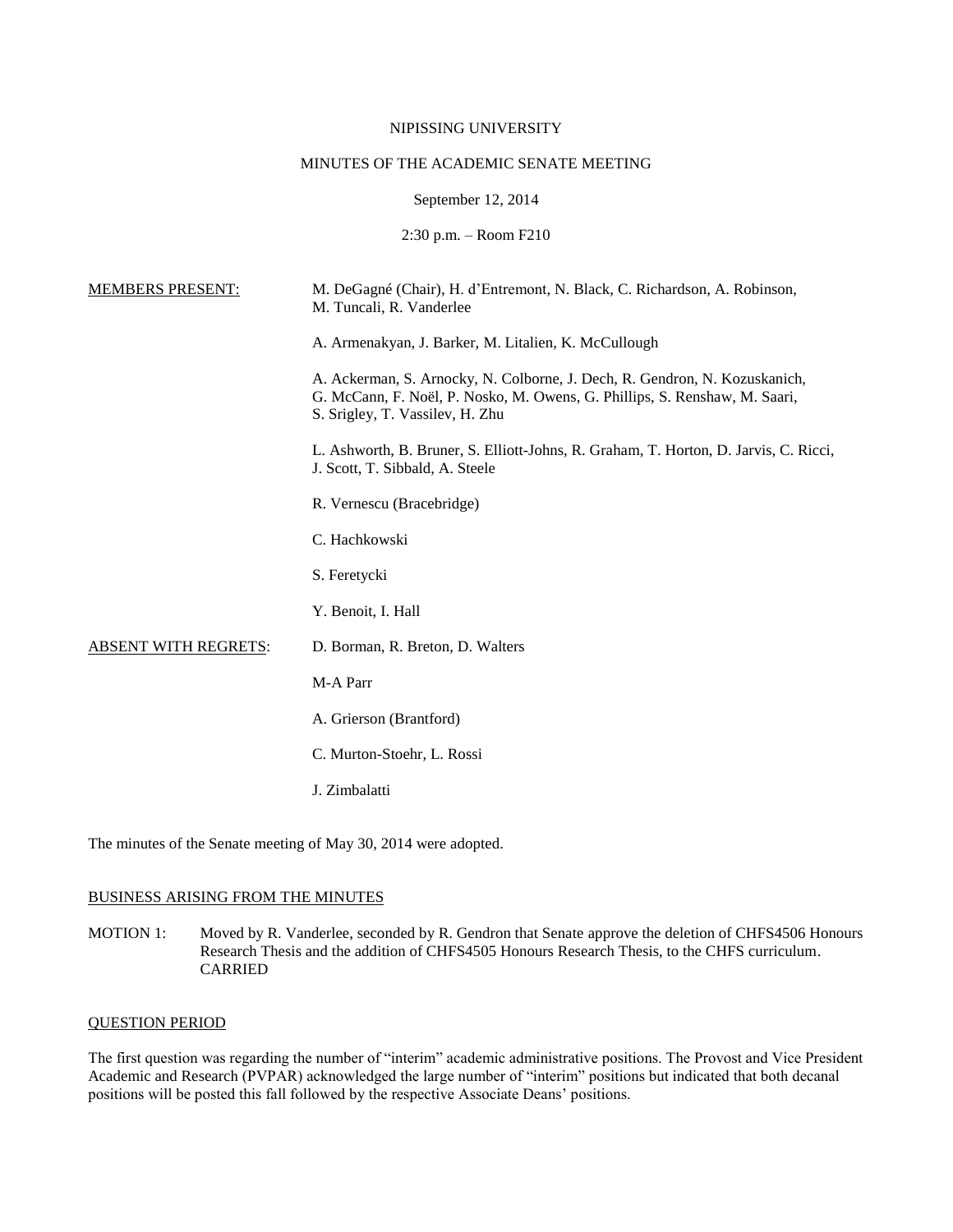NIPISSING UNIVERSITY

MINUTES OF THE ACADEMIC SENATE MEETING

September 12, 2014

2:30 p.m. – Room F210

| | |
|---|---|
| MEMBERS PRESENT: | M. DeGagné (Chair), H. d'Entremont, N. Black, C. Richardson, A. Robinson, M. Tuncali, R. Vanderlee |
| | A. Armenakyan, J. Barker, M. Litalien, K. McCullough |
| | A. Ackerman, S. Arnocky, N. Colborne, J. Dech, R. Gendron, N. Kozuskanich, G. McCann, F. Noël, P. Nosko, M. Owens, G. Phillips, S. Renshaw, M. Saari, S. Srigley, T. Vassilev, H. Zhu |
| | L. Ashworth, B. Bruner, S. Elliott-Johns, R. Graham, T. Horton, D. Jarvis, C. Ricci, J. Scott, T. Sibbald, A. Steele |
| | R. Vernescu (Bracebridge) |
| | C. Hachkowski |
| | S. Feretycki |
| | Y. Benoit, I. Hall |
| ABSENT WITH REGRETS: | D. Borman, R. Breton, D. Walters |
| | M-A Parr |
| | A. Grierson (Brantford) |
| | C. Murton-Stoehr, L. Rossi |
| | J. Zimbalatti |

The minutes of the Senate meeting of May 30, 2014 were adopted.

## BUSINESS ARISING FROM THE MINUTES

MOTION 1: Moved by R. Vanderlee, seconded by R. Gendron that Senate approve the deletion of CHFS4506 Honours Research Thesis and the addition of CHFS4505 Honours Research Thesis, to the CHFS curriculum.
CARRIED

## QUESTION PERIOD

The first question was regarding the number of "interim" academic administrative positions. The Provost and Vice President Academic and Research (PVPAR) acknowledged the large number of "interim" positions but indicated that both decanal positions will be posted this fall followed by the respective Associate Deans' positions.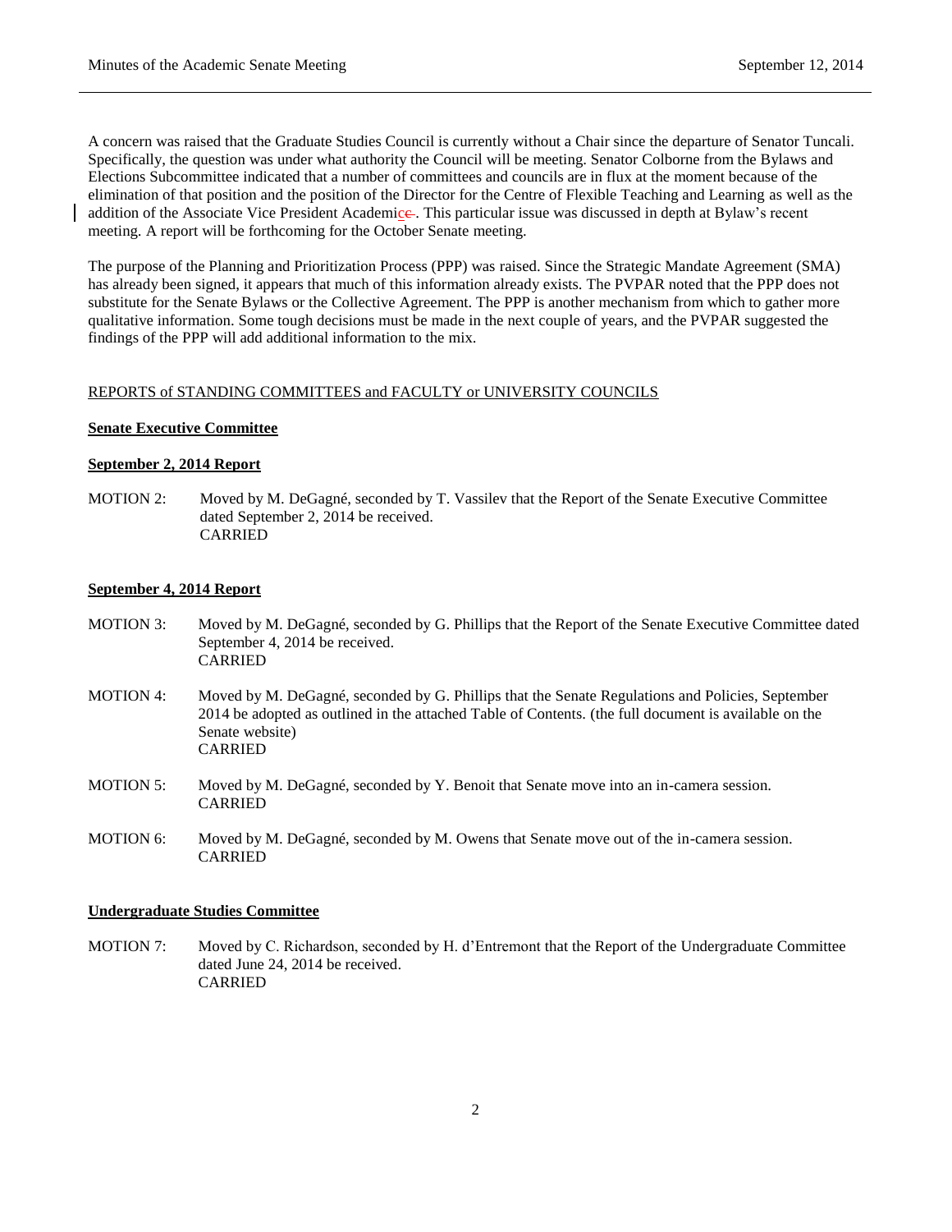A concern was raised that the Graduate Studies Council is currently without a Chair since the departure of Senator Tuncali. Specifically, the question was under what authority the Council will be meeting. Senator Colborne from the Bylaws and Elections Subcommittee indicated that a number of committees and councils are in flux at the moment because of the elimination of that position and the position of the Director for the Centre of Flexible Teaching and Learning as well as the addition of the Associate Vice President Academic. This particular issue was discussed in depth at Bylaw's recent meeting. A report will be forthcoming for the October Senate meeting.

The purpose of the Planning and Prioritization Process (PPP) was raised. Since the Strategic Mandate Agreement (SMA) has already been signed, it appears that much of this information already exists. The PVPAR noted that the PPP does not substitute for the Senate Bylaws or the Collective Agreement. The PPP is another mechanism from which to gather more qualitative information. Some tough decisions must be made in the next couple of years, and the PVPAR suggested the findings of the PPP will add additional information to the mix.

REPORTS of STANDING COMMITTEES and FACULTY or UNIVERSITY COUNCILS

**Senate Executive Committee**

**September 2, 2014 Report**

MOTION 2: Moved by M. DeGagné, seconded by T. Vassilev that the Report of the Senate Executive Committee dated September 2, 2014 be received.
CARRIED

**September 4, 2014 Report**

MOTION 3: Moved by M. DeGagné, seconded by G. Phillips that the Report of the Senate Executive Committee dated September 4, 2014 be received.
CARRIED

MOTION 4: Moved by M. DeGagné, seconded by G. Phillips that the Senate Regulations and Policies, September 2014 be adopted as outlined in the attached Table of Contents. (the full document is available on the Senate website)
CARRIED

MOTION 5: Moved by M. DeGagné, seconded by Y. Benoit that Senate move into an in-camera session.
CARRIED

MOTION 6: Moved by M. DeGagné, seconded by M. Owens that Senate move out of the in-camera session.
CARRIED

**Undergraduate Studies Committee**

MOTION 7: Moved by C. Richardson, seconded by H. d'Entremont that the Report of the Undergraduate Committee dated June 24, 2014 be received.
CARRIED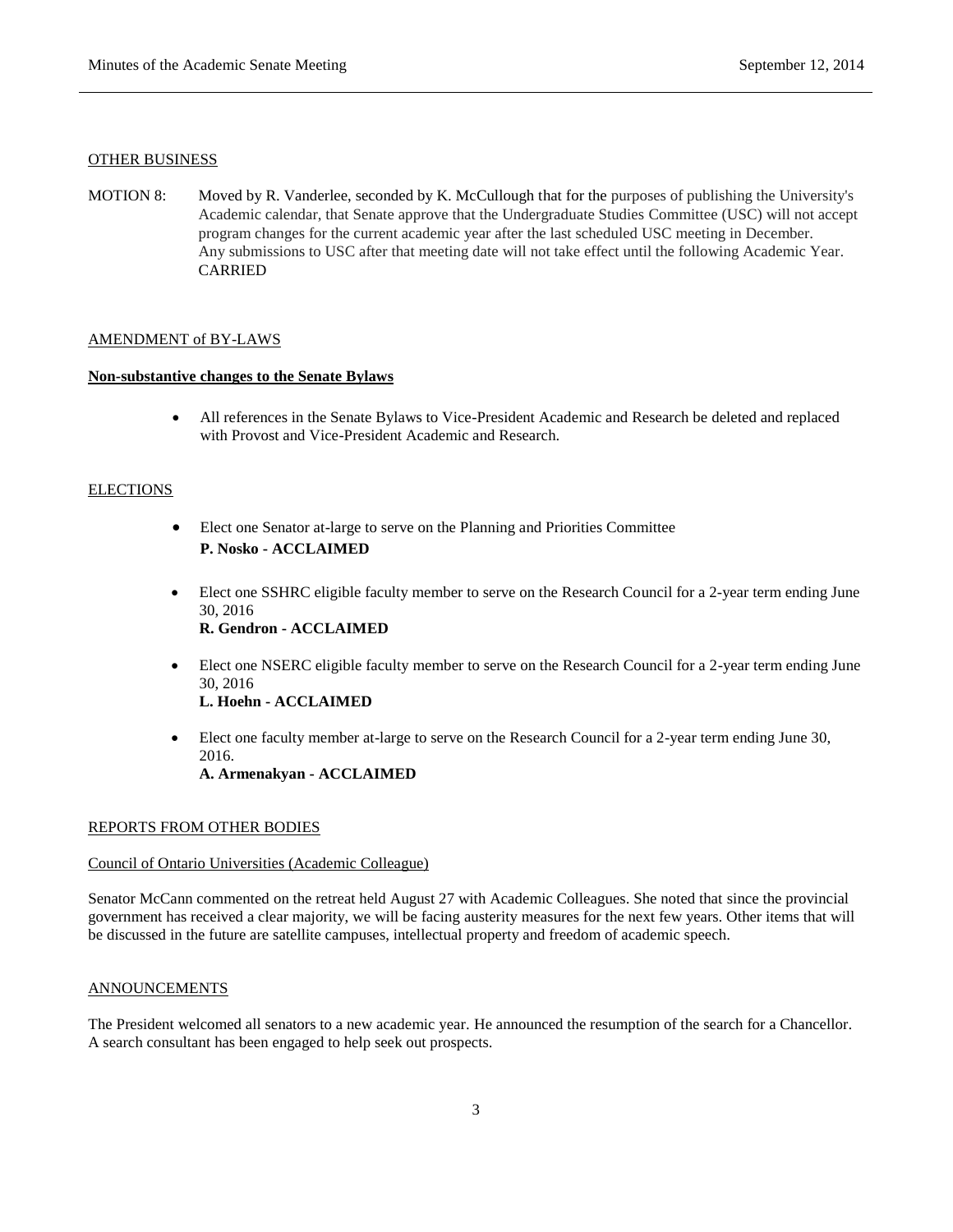## OTHER BUSINESS

MOTION 8: Moved by R. Vanderlee, seconded by K. McCullough that for the purposes of publishing the University's Academic calendar, that Senate approve that the Undergraduate Studies Committee (USC) will not accept program changes for the current academic year after the last scheduled USC meeting in December. Any submissions to USC after that meeting date will not take effect until the following Academic Year. CARRIED

## AMENDMENT of BY-LAWS

### Non-substantive changes to the Senate Bylaws

- All references in the Senate Bylaws to Vice-President Academic and Research be deleted and replaced with Provost and Vice-President Academic and Research.

## ELECTIONS

- Elect one Senator at-large to serve on the Planning and Priorities Committee
  **P. Nosko - ACCLAIMED**

- Elect one SSHRC eligible faculty member to serve on the Research Council for a 2-year term ending June 30, 2016
  **R. Gendron - ACCLAIMED**

- Elect one NSERC eligible faculty member to serve on the Research Council for a 2-year term ending June 30, 2016
  **L. Hoehn - ACCLAIMED**

- Elect one faculty member at-large to serve on the Research Council for a 2-year term ending June 30, 2016.
  **A. Armenakyan - ACCLAIMED**

## REPORTS FROM OTHER BODIES

### Council of Ontario Universities (Academic Colleague)

Senator McCann commented on the retreat held August 27 with Academic Colleagues. She noted that since the provincial government has received a clear majority, we will be facing austerity measures for the next few years. Other items that will be discussed in the future are satellite campuses, intellectual property and freedom of academic speech.

## ANNOUNCEMENTS

The President welcomed all senators to a new academic year. He announced the resumption of the search for a Chancellor. A search consultant has been engaged to help seek out prospects.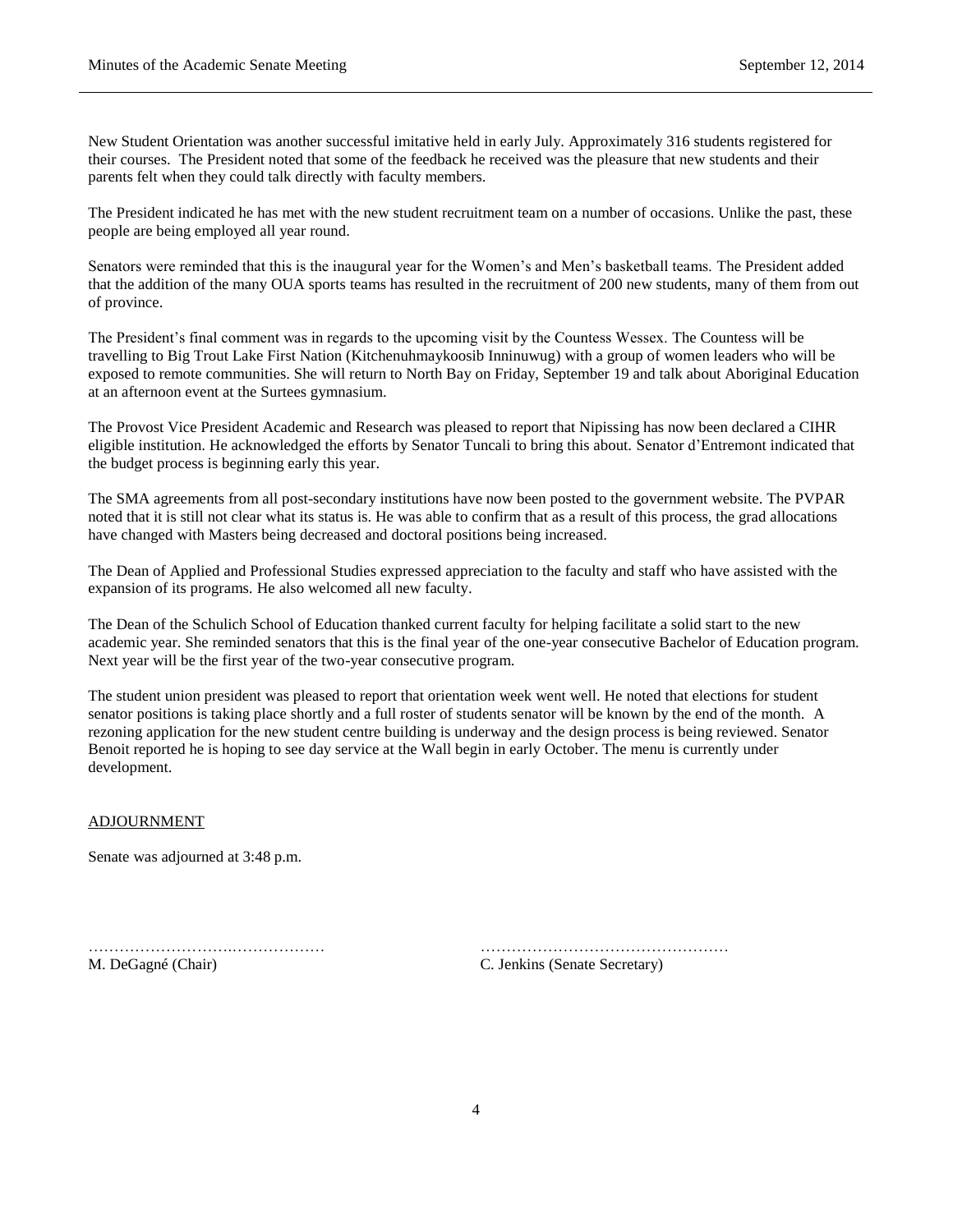New Student Orientation was another successful imitative held in early July. Approximately 316 students registered for their courses. The President noted that some of the feedback he received was the pleasure that new students and their parents felt when they could talk directly with faculty members.

The President indicated he has met with the new student recruitment team on a number of occasions. Unlike the past, these people are being employed all year round.

Senators were reminded that this is the inaugural year for the Women's and Men's basketball teams. The President added that the addition of the many OUA sports teams has resulted in the recruitment of 200 new students, many of them from out of province.

The President's final comment was in regards to the upcoming visit by the Countess Wessex. The Countess will be travelling to Big Trout Lake First Nation (Kitchenuhmaykoosib Inninuwug) with a group of women leaders who will be exposed to remote communities. She will return to North Bay on Friday, September 19 and talk about Aboriginal Education at an afternoon event at the Surtees gymnasium.

The Provost Vice President Academic and Research was pleased to report that Nipissing has now been declared a CIHR eligible institution. He acknowledged the efforts by Senator Tuncali to bring this about. Senator d'Entremont indicated that the budget process is beginning early this year.

The SMA agreements from all post-secondary institutions have now been posted to the government website. The PVPAR noted that it is still not clear what its status is. He was able to confirm that as a result of this process, the grad allocations have changed with Masters being decreased and doctoral positions being increased.

The Dean of Applied and Professional Studies expressed appreciation to the faculty and staff who have assisted with the expansion of its programs. He also welcomed all new faculty.

The Dean of the Schulich School of Education thanked current faculty for helping facilitate a solid start to the new academic year. She reminded senators that this is the final year of the one-year consecutive Bachelor of Education program. Next year will be the first year of the two-year consecutive program.

The student union president was pleased to report that orientation week went well. He noted that elections for student senator positions is taking place shortly and a full roster of students senator will be known by the end of the month. A rezoning application for the new student centre building is underway and the design process is being reviewed. Senator Benoit reported he is hoping to see day service at the Wall begin in early October. The menu is currently under development.

ADJOURNMENT

Senate was adjourned at 3:48 p.m.

……………………….……………… ………………………………………… 
M. DeGagné (Chair) C. Jenkins (Senate Secretary)